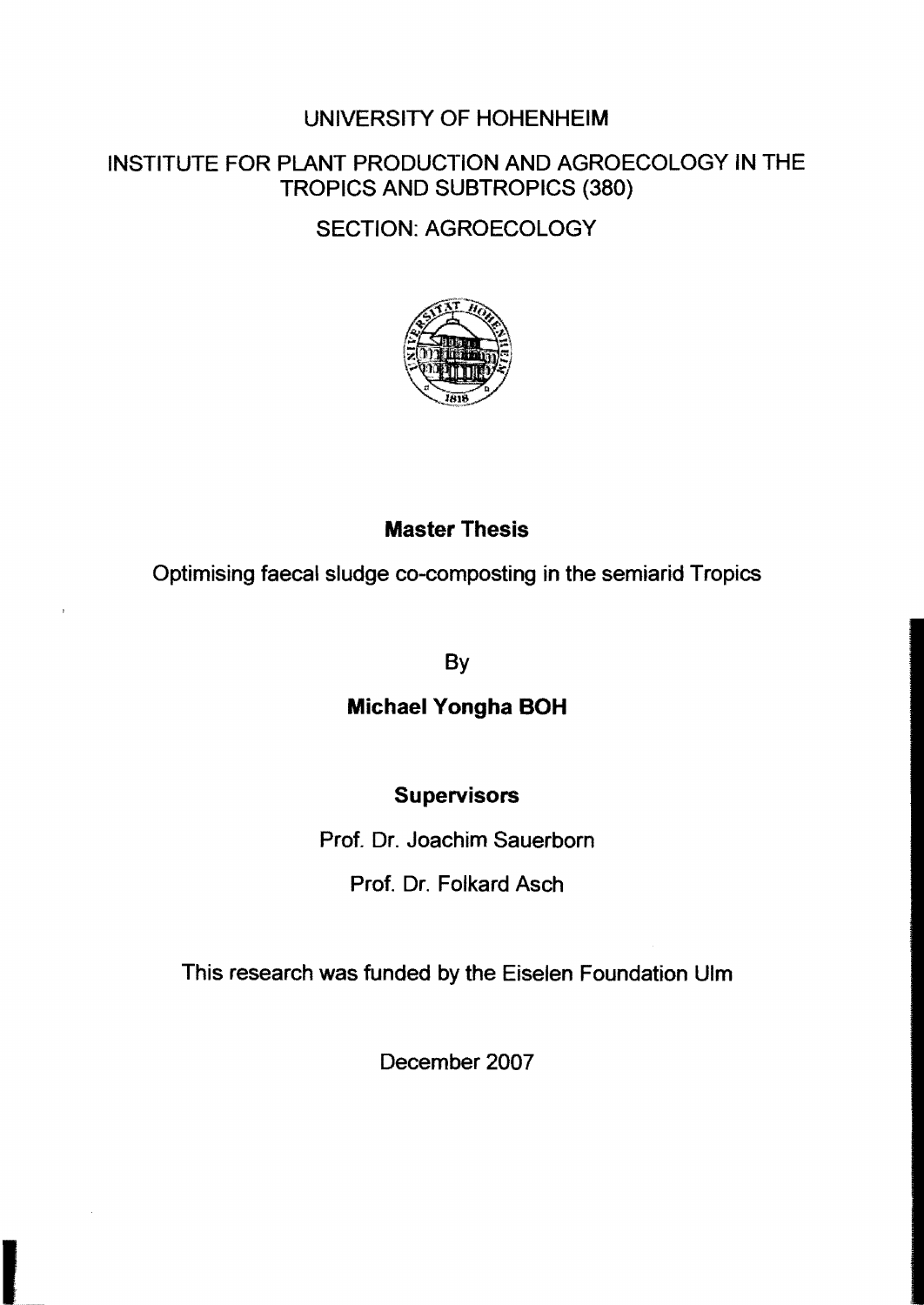UNIVERSITY OF HOHENHEIM

INSTITUTE FOR PLANT PRODUCTION AND AGROECOLOGY IN THE TROPICS AND SUBTROPICS (380)

SECTION: AGROECOLOGY

**Master Thesis**

# Optimising faecal sludge co-composting in the semiarid Tropics

By

**Michael Yongha BOH**

**Supervisors**

Prof. Dr. Joachim Sauerborn

Prof. Dr. Folkard Asch

This research was funded by the Eiselen Foundation Ulm

December 2007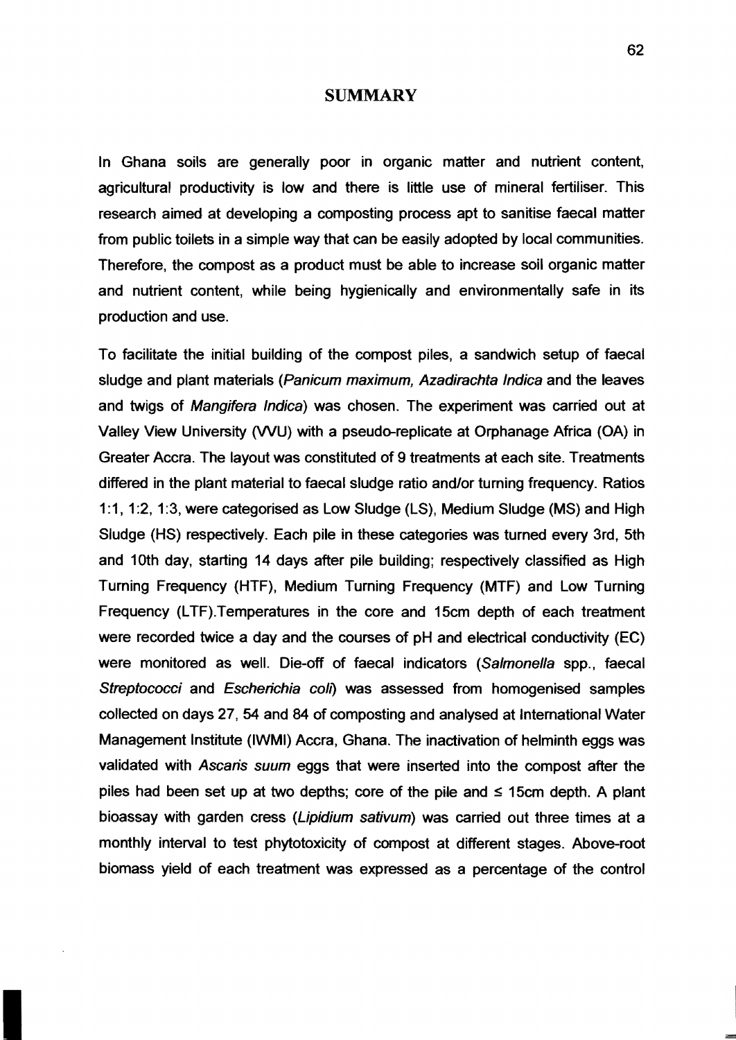## SUMMARY

In Ghana soils are generally poor in organic matter and nutrient content, agricultural productivity is low and there is little use of mineral fertiliser. This research aimed at developing a composting process apt to sanitise faecal matter from public toilets in a simple way that can be easily adopted by local communities. Therefore, the compost as a product must be able to increase soil organic matter and nutrient content, while being hygienically and environmentally safe in its production and use.

To facilitate the initial building of the compost piles, a sandwich setup of faecal sludge and plant materials (*Panicum maximum, Azadirachta Indica* and the leaves and twigs of *Mangifera Indica*) was chosen. The experiment was carried out at Valley View University (VVU) with a pseudo-replicate at Orphanage Africa (OA) in Greater Accra. The layout was constituted of 9 treatments at each site. Treatments differed in the plant material to faecal sludge ratio and/or turning frequency. Ratios 1:1, 1:2, 1:3, were categorised as Low Sludge (LS), Medium Sludge (MS) and High Sludge (HS) respectively. Each pile in these categories was turned every 3rd, 5th and 10th day, starting 14 days after pile building; respectively classified as High Turning Frequency (HTF), Medium Turning Frequency (MTF) and Low Turning Frequency (LTF).Temperatures in the core and 15cm depth of each treatment were recorded twice a day and the courses of pH and electrical conductivity (EC) were monitored as well. Die-off of faecal indicators (*Salmonella* spp., faecal *Streptococci* and *Escherichia coli*) was assessed from homogenised samples collected on days 27, 54 and 84 of composting and analysed at International Water Management Institute (IWMI) Accra, Ghana. The inactivation of helminth eggs was validated with *Ascaris suum* eggs that were inserted into the compost after the piles had been set up at two depths; core of the pile and ≤ 15cm depth. A plant bioassay with garden cress (*Lipidium sativum*) was carried out three times at a monthly interval to test phytotoxicity of compost at different stages. Above-root biomass yield of each treatment was expressed as a percentage of the control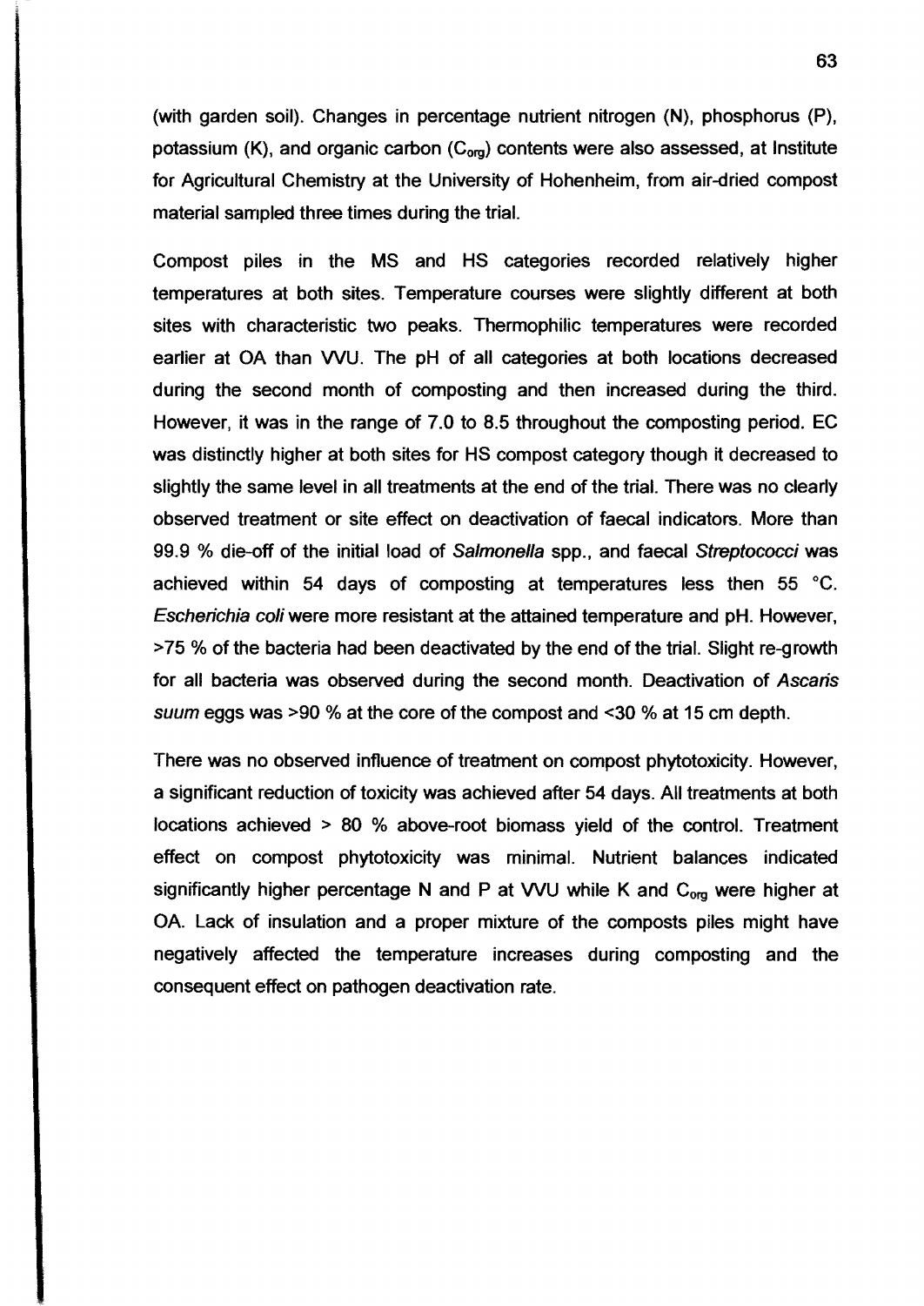(with garden soil). Changes in percentage nutrient nitrogen (N), phosphorus (P), potassium (K), and organic carbon ($C_{org}$) contents were also assessed, at Institute for Agricultural Chemistry at the University of Hohenheim, from air-dried compost material sampled three times during the trial.

Compost piles in the MS and HS categories recorded relatively higher temperatures at both sites. Temperature courses were slightly different at both sites with characteristic two peaks. Thermophilic temperatures were recorded earlier at OA than VVU. The pH of all categories at both locations decreased during the second month of composting and then increased during the third. However, it was in the range of 7.0 to 8.5 throughout the composting period. EC was distinctly higher at both sites for HS compost category though it decreased to slightly the same level in all treatments at the end of the trial. There was no clearly observed treatment or site effect on deactivation of faecal indicators. More than 99.9 % die-off of the initial load of *Salmonella* spp., and faecal *Streptococci* was achieved within 54 days of composting at temperatures less then 55 °C. *Escherichia coli* were more resistant at the attained temperature and pH. However, >75 % of the bacteria had been deactivated by the end of the trial. Slight re-growth for all bacteria was observed during the second month. Deactivation of *Ascaris suum* eggs was >90 % at the core of the compost and <30 % at 15 cm depth.

There was no observed influence of treatment on compost phytotoxicity. However, a significant reduction of toxicity was achieved after 54 days. All treatments at both locations achieved > 80 % above-root biomass yield of the control. Treatment effect on compost phytotoxicity was minimal. Nutrient balances indicated significantly higher percentage N and P at VVU while K and $C_{org}$ were higher at OA. Lack of insulation and a proper mixture of the composts piles might have negatively affected the temperature increases during composting and the consequent effect on pathogen deactivation rate.